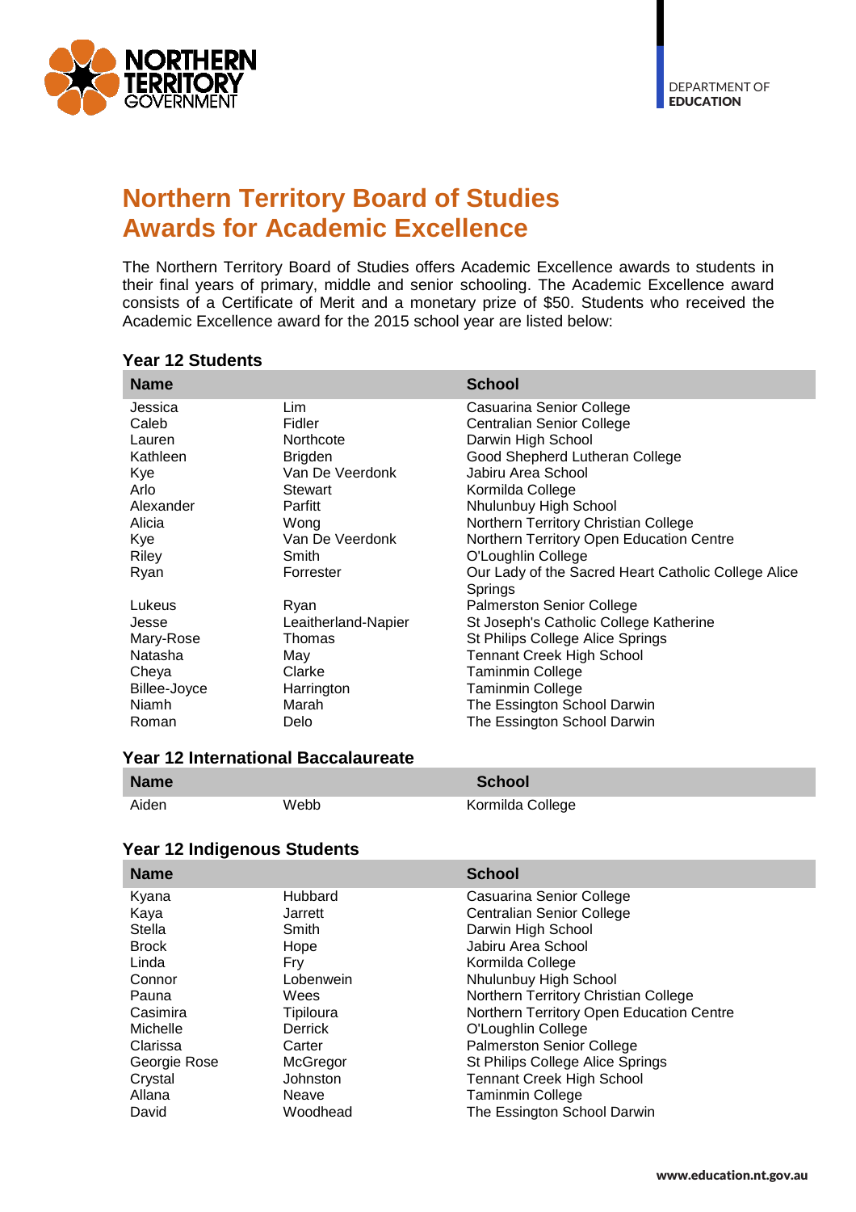NORTHERN TERRITORY GOVERNMENT

DEPARTMENT OF **EDUCATION**

# Northern Territory Board of Studies Awards for Academic Excellence

The Northern Territory Board of Studies offers Academic Excellence awards to students in their final years of primary, middle and senior schooling. The Academic Excellence award consists of a Certificate of Merit and a monetary prize of $50. Students who received the Academic Excellence award for the 2015 school year are listed below:

### Year 12 Students

| Name | | School |
|---|---|---|
| Jessica | Lim | Casuarina Senior College |
| Caleb | Fidler | Centralian Senior College |
| Lauren | Northcote | Darwin High School |
| Kathleen | Brigden | Good Shepherd Lutheran College |
| Kye | Van De Veerdonk | Jabiru Area School |
| Arlo | Stewart | Kormilda College |
| Alexander | Parfitt | Nhulunbuy High School |
| Alicia | Wong | Northern Territory Christian College |
| Kye | Van De Veerdonk | Northern Territory Open Education Centre |
| Riley | Smith | O'Loughlin College |
| Ryan | Forrester | Our Lady of the Sacred Heart Catholic College Alice Springs |
| Lukeus | Ryan | Palmerston Senior College |
| Jesse | Leaitherland-Napier | St Joseph's Catholic College Katherine |
| Mary-Rose | Thomas | St Philips College Alice Springs |
| Natasha | May | Tennant Creek High School |
| Cheya | Clarke | Taminmin College |
| Billee-Joyce | Harrington | Taminmin College |
| Niamh | Marah | The Essington School Darwin |
| Roman | Delo | The Essington School Darwin |

### Year 12 International Baccalaureate

| Name | | School |
|---|---|---|
| Aiden | Webb | Kormilda College |

### Year 12 Indigenous Students

| Name | | School |
|---|---|---|
| Kyana | Hubbard | Casuarina Senior College |
| Kaya | Jarrett | Centralian Senior College |
| Stella | Smith | Darwin High School |
| Brock | Hope | Jabiru Area School |
| Linda | Fry | Kormilda College |
| Connor | Lobenwein | Nhulunbuy High School |
| Pauna | Wees | Northern Territory Christian College |
| Casimira | Tipiloura | Northern Territory Open Education Centre |
| Michelle | Derrick | O'Loughlin College |
| Clarissa | Carter | Palmerston Senior College |
| Georgie Rose | McGregor | St Philips College Alice Springs |
| Crystal | Johnston | Tennant Creek High School |
| Allana | Neave | Taminmin College |
| David | Woodhead | The Essington School Darwin |

www.education.nt.gov.au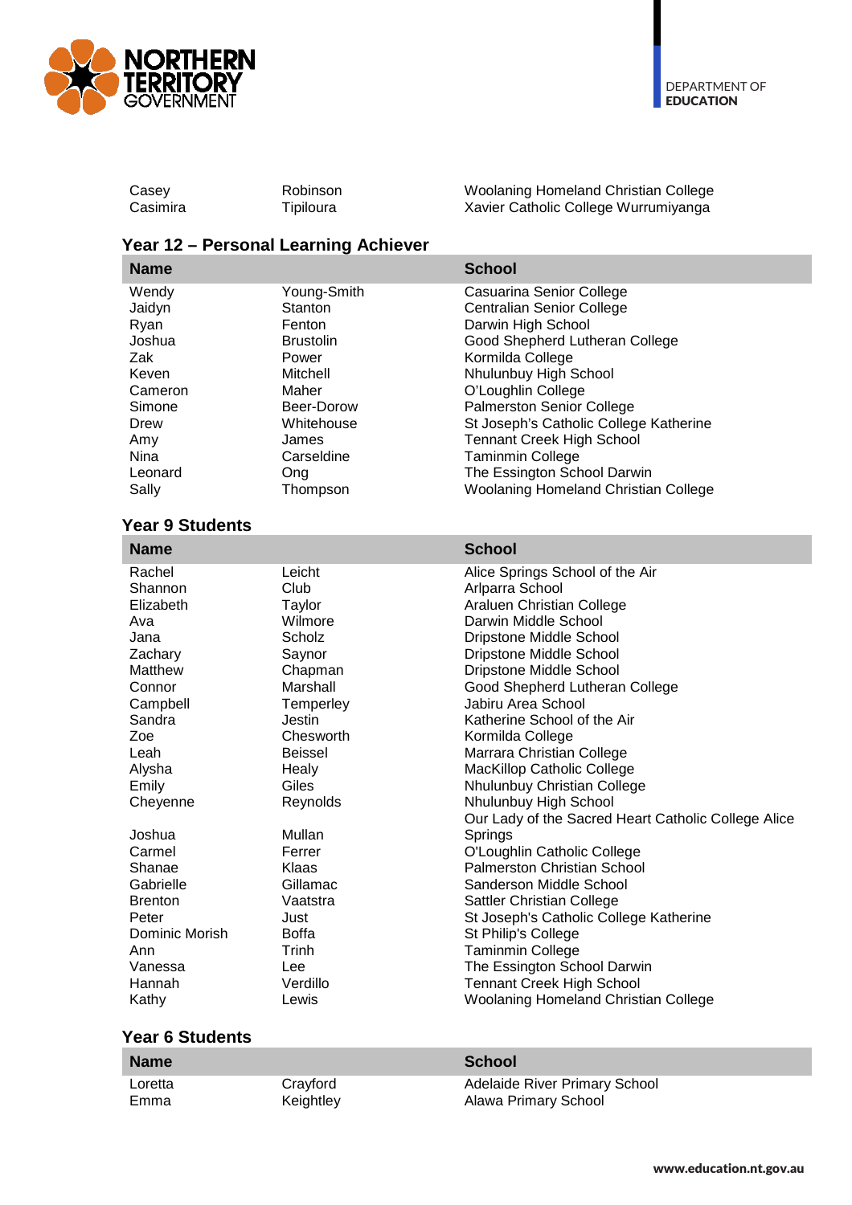| | | |
|---|---|---|
| Casey | Robinson | Woolaning Homeland Christian College |
| Casimira | Tipiloura | Xavier Catholic College Wurrumiyanga |

### Year 12 – Personal Learning Achiever

| Name | | School |
|---|---|---|
| Wendy | Young-Smith | Casuarina Senior College |
| Jaidyn | Stanton | Centralian Senior College |
| Ryan | Fenton | Darwin High School |
| Joshua | Brustolin | Good Shepherd Lutheran College |
| Zak | Power | Kormilda College |
| Keven | Mitchell | Nhulunbuy High School |
| Cameron | Maher | O'Loughlin College |
| Simone | Beer-Dorow | Palmerston Senior College |
| Drew | Whitehouse | St Joseph's Catholic College Katherine |
| Amy | James | Tennant Creek High School |
| Nina | Carseldine | Taminmin College |
| Leonard | Ong | The Essington School Darwin |
| Sally | Thompson | Woolaning Homeland Christian College |

### Year 9 Students

| Name | | School |
|---|---|---|
| Rachel | Leicht | Alice Springs School of the Air |
| Shannon | Club | Arlparra School |
| Elizabeth | Taylor | Araluen Christian College |
| Ava | Wilmore | Darwin Middle School |
| Jana | Scholz | Dripstone Middle School |
| Zachary | Saynor | Dripstone Middle School |
| Matthew | Chapman | Dripstone Middle School |
| Connor | Marshall | Good Shepherd Lutheran College |
| Campbell | Temperley | Jabiru Area School |
| Sandra | Jestin | Katherine School of the Air |
| Zoe | Chesworth | Kormilda College |
| Leah | Beissel | Marrara Christian College |
| Alysha | Healy | MacKillop Catholic College |
| Emily | Giles | Nhulunbuy Christian College |
| Cheyenne | Reynolds | Nhulunbuy High School |
| Joshua | Mullan | Our Lady of the Sacred Heart Catholic College Alice Springs |
| Carmel | Ferrer | O'Loughlin Catholic College |
| Shanae | Klaas | Palmerston Christian School |
| Gabrielle | Gillamac | Sanderson Middle School |
| Brenton | Vaatstra | Sattler Christian College |
| Peter | Just | St Joseph's Catholic College Katherine |
| Dominic Morish | Boffa | St Philip's College |
| Ann | Trinh | Taminmin College |
| Vanessa | Lee | The Essington School Darwin |
| Hannah | Verdillo | Tennant Creek High School |
| Kathy | Lewis | Woolaning Homeland Christian College |

### Year 6 Students

| Name | | School |
|---|---|---|
| Loretta | Crayford | Adelaide River Primary School |
| Emma | Keightley | Alawa Primary School |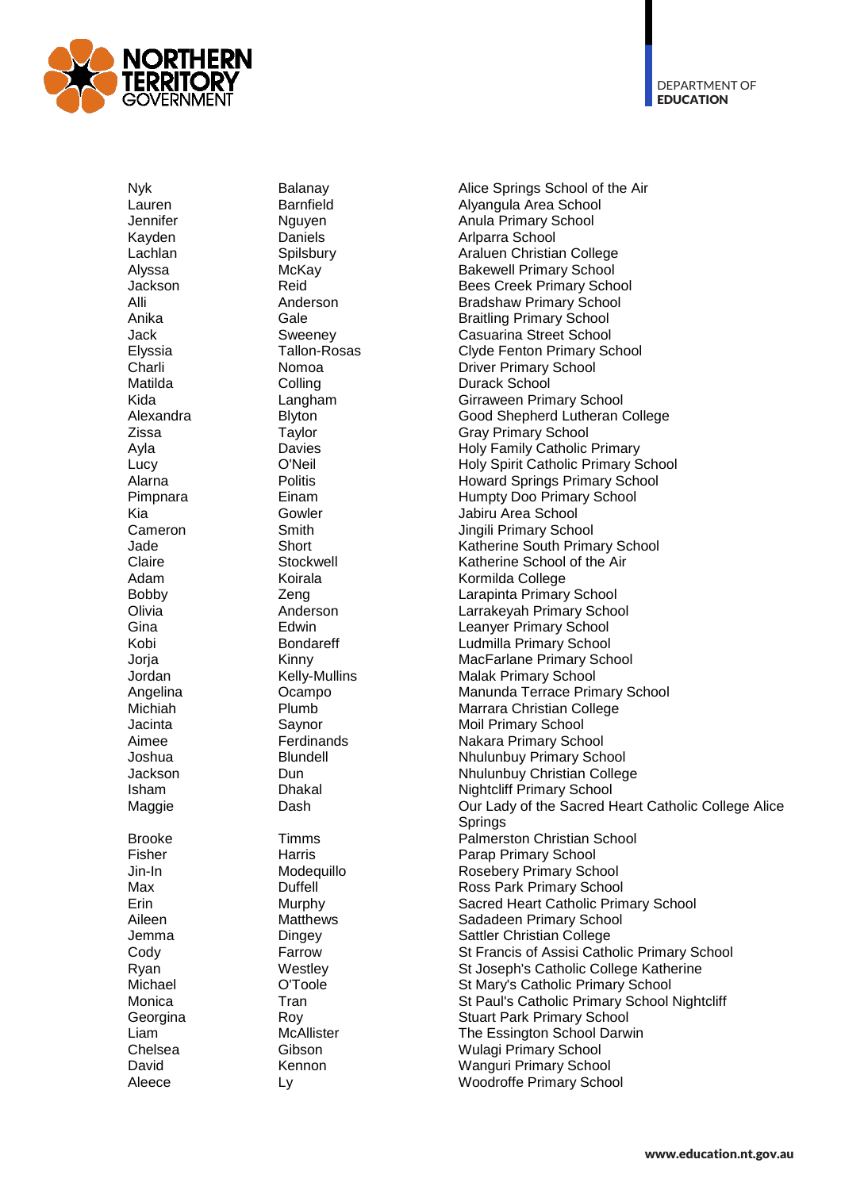| | | |
|---|---|---|
| Nyk | Balanay | Alice Springs School of the Air |
| Lauren | Barnfield | Alyangula Area School |
| Jennifer | Nguyen | Anula Primary School |
| Kayden | Daniels | Arlparra School |
| Lachlan | Spilsbury | Araluen Christian College |
| Alyssa | McKay | Bakewell Primary School |
| Jackson | Reid | Bees Creek Primary School |
| Alli | Anderson | Bradshaw Primary School |
| Anika | Gale | Braitling Primary School |
| Jack | Sweeney | Casuarina Street School |
| Elyssia | Tallon-Rosas | Clyde Fenton Primary School |
| Charli | Nomoa | Driver Primary School |
| Matilda | Colling | Durack School |
| Kida | Langham | Girraween Primary School |
| Alexandra | Blyton | Good Shepherd Lutheran College |
| Zissa | Taylor | Gray Primary School |
| Ayla | Davies | Holy Family Catholic Primary |
| Lucy | O'Neil | Holy Spirit Catholic Primary School |
| Alarna | Politis | Howard Springs Primary School |
| Pimpnara | Einam | Humpty Doo Primary School |
| Kia | Gowler | Jabiru Area School |
| Cameron | Smith | Jingili Primary School |
| Jade | Short | Katherine South Primary School |
| Claire | Stockwell | Katherine School of the Air |
| Adam | Koirala | Kormilda College |
| Bobby | Zeng | Larapinta Primary School |
| Olivia | Anderson | Larrakeyah Primary School |
| Gina | Edwin | Leanyer Primary School |
| Kobi | Bondareff | Ludmilla Primary School |
| Jorja | Kinny | MacFarlane Primary School |
| Jordan | Kelly-Mullins | Malak Primary School |
| Angelina | Ocampo | Manunda Terrace Primary School |
| Michiah | Plumb | Marrara Christian College |
| Jacinta | Saynor | Moil Primary School |
| Aimee | Ferdinands | Nakara Primary School |
| Joshua | Blundell | Nhulunbuy Primary School |
| Jackson | Dun | Nhulunbuy Christian College |
| Isham | Dhakal | Nightcliff Primary School |
| Maggie | Dash | Our Lady of the Sacred Heart Catholic College Alice Springs |
| Brooke | Timms | Palmerston Christian School |
| Fisher | Harris | Parap Primary School |
| Jin-In | Modequillo | Rosebery Primary School |
| Max | Duffell | Ross Park Primary School |
| Erin | Murphy | Sacred Heart Catholic Primary School |
| Aileen | Matthews | Sadadeen Primary School |
| Jemma | Dingey | Sattler Christian College |
| Cody | Farrow | St Francis of Assisi Catholic Primary School |
| Ryan | Westley | St Joseph's Catholic College Katherine |
| Michael | O'Toole | St Mary's Catholic Primary School |
| Monica | Tran | St Paul's Catholic Primary School Nightcliff |
| Georgina | Roy | Stuart Park Primary School |
| Liam | McAllister | The Essington School Darwin |
| Chelsea | Gibson | Wulagi Primary School |
| David | Kennon | Wanguri Primary School |
| Aleece | Ly | Woodroffe Primary School |